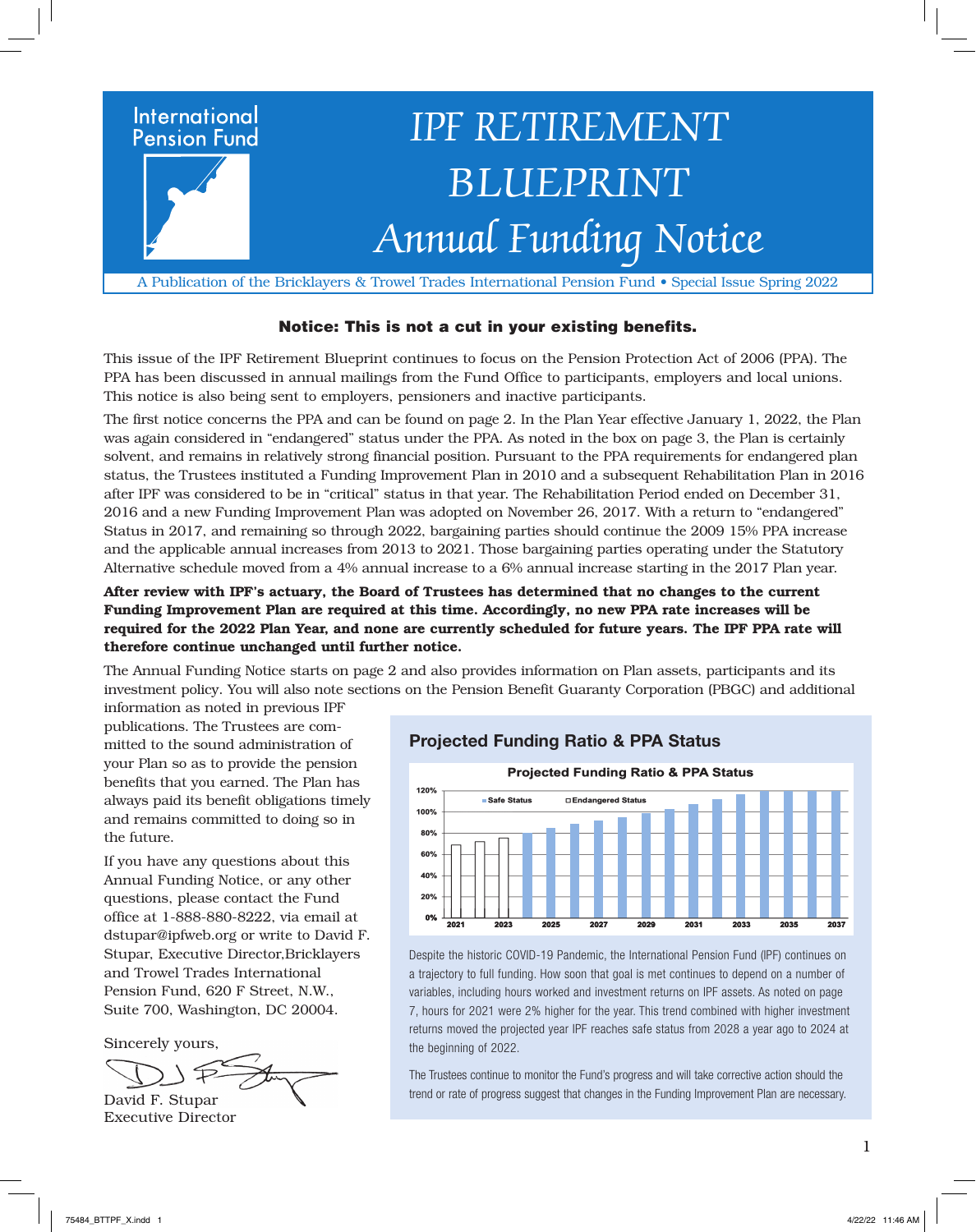# IPF RETIREMENT BLUEPRINT

## *Annual Funding Notice*

International Pension Fund

A Publication of the Bricklayers & Trowel Trades International Pension Fund • Special Issue Spring 2022

**Notice: This is not a cut in your existing benefits.**

This issue of the IPF Retirement Blueprint continues to focus on the Pension Protection Act of 2006 (PPA). The PPA has been discussed in annual mailings from the Fund Office to participants, employers and local unions. This notice is also being sent to employers, pensioners and inactive participants.

The first notice concerns the PPA and can be found on page 2. In the Plan Year effective January 1, 2022, the Plan was again considered in "endangered" status under the PPA. As noted in the box on page 3, the Plan is certainly solvent, and remains in relatively strong financial position. Pursuant to the PPA requirements for endangered plan status, the Trustees instituted a Funding Improvement Plan in 2010 and a subsequent Rehabilitation Plan in 2016 after IPF was considered to be in "critical" status in that year. The Rehabilitation Period ended on December 31, 2016 and a new Funding Improvement Plan was adopted on November 26, 2017. With a return to "endangered" Status in 2017, and remaining so through 2022, bargaining parties should continue the 2009 15% PPA increase and the applicable annual increases from 2013 to 2021. Those bargaining parties operating under the Statutory Alternative schedule moved from a 4% annual increase to a 6% annual increase starting in the 2017 Plan year.

**After review with IPF's actuary, the Board of Trustees has determined that no changes to the current Funding Improvement Plan are required at this time. Accordingly, no new PPA rate increases will be required for the 2022 Plan Year, and none are currently scheduled for future years. The IPF PPA rate will therefore continue unchanged until further notice.**

The Annual Funding Notice starts on page 2 and also provides information on Plan assets, participants and its investment policy. You will also note sections on the Pension Benefit Guaranty Corporation (PBGC) and additional information as noted in previous IPF publications. The Trustees are committed to the sound administration of your Plan so as to provide the pension benefits that you earned. The Plan has always paid its benefit obligations timely and remains committed to doing so in the future.

If you have any questions about this Annual Funding Notice, or any other questions, please contact the Fund office at 1-888-880-8222, via email at dstupar@ipfweb.org or write to David F. Stupar, Executive Director,Bricklayers and Trowel Trades International Pension Fund, 620 F Street, N.W., Suite 700, Washington, DC 20004.

Sincerely yours,

David F. Stupar
Executive Director

### Projected Funding Ratio & PPA Status

Projected Funding Ratio & PPA Status

Safe Status / Endangered Status

| Year | Projected Funding Ratio | Status |
|---|---|---|
| 2021 | ~70% | Endangered |
| 2022 | ~72% | Endangered |
| 2023 | ~76% | Endangered |
| 2024 | ~80% | Safe |
| 2025 | ~85% | Safe |
| 2026 | ~89% | Safe |
| 2027 | ~92% | Safe |
| 2028 | ~95% | Safe |
| 2029 | ~99% | Safe |
| 2030 | ~103% | Safe |
| 2031 | ~107% | Safe |
| 2032 | ~112% | Safe |
| 2033 | ~116% | Safe |
| 2034 | ~120% | Safe |
| 2035 | ~120% | Safe |
| 2036 | ~120% | Safe |
| 2037 | ~120% | Safe |

Despite the historic COVID-19 Pandemic, the International Pension Fund (IPF) continues on a trajectory to full funding. How soon that goal is met continues to depend on a number of variables, including hours worked and investment returns on IPF assets. As noted on page 7, hours for 2021 were 2% higher for the year. This trend combined with higher investment returns moved the projected year IPF reaches safe status from 2028 a year ago to 2024 at the beginning of 2022.

The Trustees continue to monitor the Fund's progress and will take corrective action should the trend or rate of progress suggest that changes in the Funding Improvement Plan are necessary.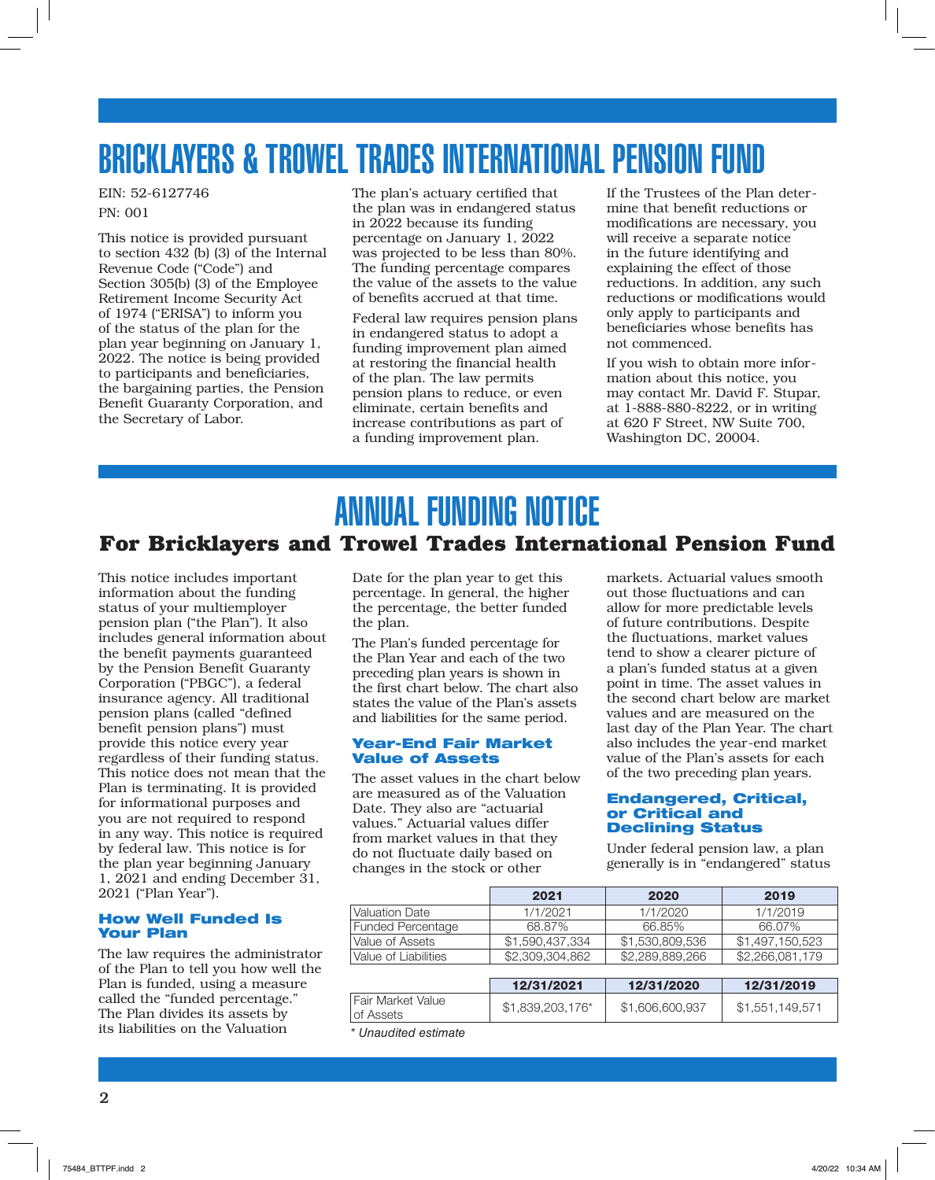# BRICKLAYERS & TROWEL TRADES INTERNATIONAL PENSION FUND

EIN: 52-6127746

PN: 001

This notice is provided pursuant to section 432 (b) (3) of the Internal Revenue Code ("Code") and Section 305(b) (3) of the Employee Retirement Income Security Act of 1974 ("ERISA") to inform you of the status of the plan for the plan year beginning on January 1, 2022. The notice is being provided to participants and beneficiaries, the bargaining parties, the Pension Benefit Guaranty Corporation, and the Secretary of Labor.

The plan's actuary certified that the plan was in endangered status in 2022 because its funding percentage on January 1, 2022 was projected to be less than 80%. The funding percentage compares the value of the assets to the value of benefits accrued at that time.

Federal law requires pension plans in endangered status to adopt a funding improvement plan aimed at restoring the financial health of the plan. The law permits pension plans to reduce, or even eliminate, certain benefits and increase contributions as part of a funding improvement plan.

If the Trustees of the Plan determine that benefit reductions or modifications are necessary, you will receive a separate notice in the future identifying and explaining the effect of those reductions. In addition, any such reductions or modifications would only apply to participants and beneficiaries whose benefits has not commenced.

If you wish to obtain more information about this notice, you may contact Mr. David F. Stupar, at 1-888-880-8222, or in writing at 620 F Street, NW Suite 700, Washington DC, 20004.

# ANNUAL FUNDING NOTICE

## For Bricklayers and Trowel Trades International Pension Fund

This notice includes important information about the funding status of your multiemployer pension plan ("the Plan"). It also includes general information about the benefit payments guaranteed by the Pension Benefit Guaranty Corporation ("PBGC"), a federal insurance agency. All traditional pension plans (called "defined benefit pension plans") must provide this notice every year regardless of their funding status. This notice does not mean that the Plan is terminating. It is provided for informational purposes and you are not required to respond in any way. This notice is required by federal law. This notice is for the plan year beginning January 1, 2021 and ending December 31, 2021 ("Plan Year").

### How Well Funded Is Your Plan

The law requires the administrator of the Plan to tell you how well the Plan is funded, using a measure called the "funded percentage." The Plan divides its assets by its liabilities on the Valuation Date for the plan year to get this percentage. In general, the higher the percentage, the better funded the plan.

The Plan's funded percentage for the Plan Year and each of the two preceding plan years is shown in the first chart below. The chart also states the value of the Plan's assets and liabilities for the same period.

### Year-End Fair Market Value of Assets

The asset values in the chart below are measured as of the Valuation Date. They also are "actuarial values." Actuarial values differ from market values in that they do not fluctuate daily based on changes in the stock or other markets. Actuarial values smooth out those fluctuations and can allow for more predictable levels of future contributions. Despite the fluctuations, market values tend to show a clearer picture of a plan's funded status at a given point in time. The asset values in the second chart below are market values and are measured on the last day of the Plan Year. The chart also includes the year-end market value of the Plan's assets for each of the two preceding plan years.

### Endangered, Critical, or Critical and Declining Status

Under federal pension law, a plan generally is in "endangered" status

| | 2021 | 2020 | 2019 |
|---|---|---|---|
| Valuation Date | 1/1/2021 | 1/1/2020 | 1/1/2019 |
| Funded Percentage | 68.87% | 66.85% | 66.07% |
| Value of Assets | $1,590,437,334 | $1,530,809,536 | $1,497,150,523 |
| Value of Liabilities | $2,309,304,862 | $2,289,889,266 | $2,266,081,179 |

| | 12/31/2021 | 12/31/2020 | 12/31/2019 |
|---|---|---|---|
| Fair Market Value of Assets | $1,839,203,176* | $1,606,600,937 | $1,551,149,571 |

*\* Unaudited estimate*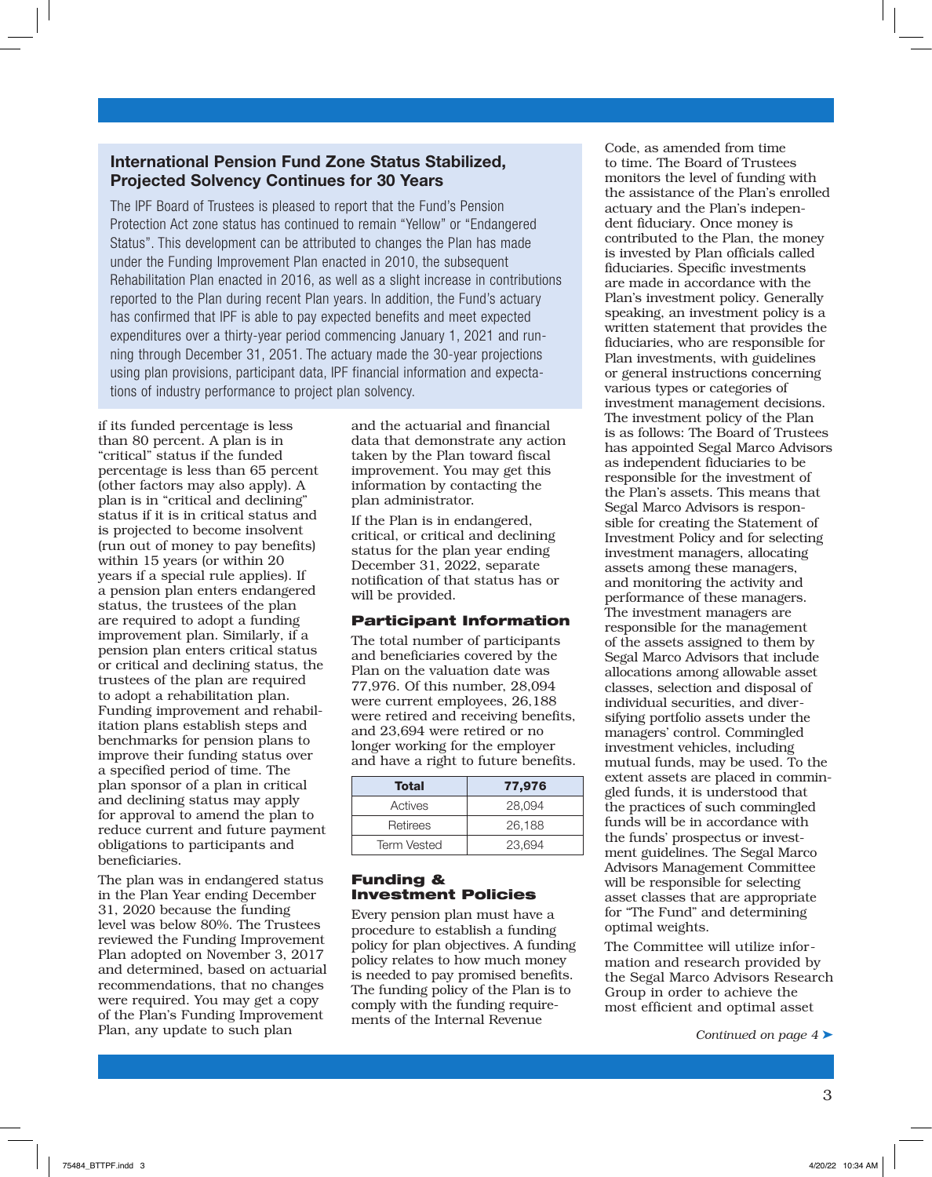## International Pension Fund Zone Status Stabilized, Projected Solvency Continues for 30 Years

The IPF Board of Trustees is pleased to report that the Fund's Pension Protection Act zone status has continued to remain "Yellow" or "Endangered Status". This development can be attributed to changes the Plan has made under the Funding Improvement Plan enacted in 2010, the subsequent Rehabilitation Plan enacted in 2016, as well as a slight increase in contributions reported to the Plan during recent Plan years. In addition, the Fund's actuary has confirmed that IPF is able to pay expected benefits and meet expected expenditures over a thirty-year period commencing January 1, 2021 and running through December 31, 2051. The actuary made the 30-year projections using plan provisions, participant data, IPF financial information and expectations of industry performance to project plan solvency.

if its funded percentage is less than 80 percent. A plan is in "critical" status if the funded percentage is less than 65 percent (other factors may also apply). A plan is in "critical and declining" status if it is in critical status and is projected to become insolvent (run out of money to pay benefits) within 15 years (or within 20 years if a special rule applies). If a pension plan enters endangered status, the trustees of the plan are required to adopt a funding improvement plan. Similarly, if a pension plan enters critical status or critical and declining status, the trustees of the plan are required to adopt a rehabilitation plan. Funding improvement and rehabilitation plans establish steps and benchmarks for pension plans to improve their funding status over a specified period of time. The plan sponsor of a plan in critical and declining status may apply for approval to amend the plan to reduce current and future payment obligations to participants and beneficiaries.

The plan was in endangered status in the Plan Year ending December 31, 2020 because the funding level was below 80%. The Trustees reviewed the Funding Improvement Plan adopted on November 3, 2017 and determined, based on actuarial recommendations, that no changes were required. You may get a copy of the Plan's Funding Improvement Plan, any update to such plan and the actuarial and financial data that demonstrate any action taken by the Plan toward fiscal improvement. You may get this information by contacting the plan administrator.

If the Plan is in endangered, critical, or critical and declining status for the plan year ending December 31, 2022, separate notification of that status has or will be provided.

### Participant Information

The total number of participants and beneficiaries covered by the Plan on the valuation date was 77,976. Of this number, 28,094 were current employees, 26,188 were retired and receiving benefits, and 23,694 were retired or no longer working for the employer and have a right to future benefits.

| Total | 77,976 |
|---|---|
| Actives | 28,094 |
| Retirees | 26,188 |
| Term Vested | 23,694 |

### Funding & Investment Policies

Every pension plan must have a procedure to establish a funding policy for plan objectives. A funding policy relates to how much money is needed to pay promised benefits. The funding policy of the Plan is to comply with the funding requirements of the Internal Revenue Code, as amended from time to time. The Board of Trustees monitors the level of funding with the assistance of the Plan's enrolled actuary and the Plan's independent fiduciary. Once money is contributed to the Plan, the money is invested by Plan officials called fiduciaries. Specific investments are made in accordance with the Plan's investment policy. Generally speaking, an investment policy is a written statement that provides the fiduciaries, who are responsible for Plan investments, with guidelines or general instructions concerning various types or categories of investment management decisions. The investment policy of the Plan is as follows: The Board of Trustees has appointed Segal Marco Advisors as independent fiduciaries to be responsible for the investment of the Plan's assets. This means that Segal Marco Advisors is responsible for creating the Statement of Investment Policy and for selecting investment managers, allocating assets among these managers, and monitoring the activity and performance of these managers. The investment managers are responsible for the management of the assets assigned to them by Segal Marco Advisors that include allocations among allowable asset classes, selection and disposal of individual securities, and diversifying portfolio assets under the managers' control. Commingled investment vehicles, including mutual funds, may be used. To the extent assets are placed in commingled funds, it is understood that the practices of such commingled funds will be in accordance with the funds' prospectus or investment guidelines. The Segal Marco Advisors Management Committee will be responsible for selecting asset classes that are appropriate for "The Fund" and determining optimal weights.

The Committee will utilize information and research provided by the Segal Marco Advisors Research Group in order to achieve the most efficient and optimal asset

*Continued on page 4* ➤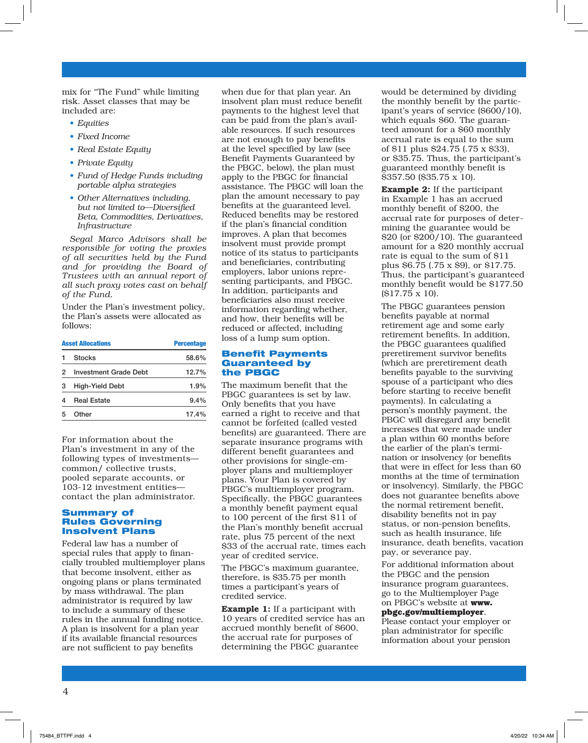mix for "The Fund" while limiting risk. Asset classes that may be included are:

- *Equities*
- *Fixed Income*
- *Real Estate Equity*
- *Private Equity*
- *Fund of Hedge Funds including portable alpha strategies*
- *Other Alternatives including, but not limited to—Diversified Beta, Commodities, Derivatives, Infrastructure*

*Segal Marco Advisors shall be responsible for voting the proxies of all securities held by the Fund and for providing the Board of Trustees with an annual report of all such proxy votes cast on behalf of the Fund.*

Under the Plan's investment policy, the Plan's assets were allocated as follows:

| Asset Allocations | | Percentage |
|---|---|---|
| 1 | Stocks | 58.6% |
| 2 | Investment Grade Debt | 12.7% |
| 3 | High-Yield Debt | 1.9% |
| 4 | Real Estate | 9.4% |
| 5 | Other | 17.4% |

For information about the Plan's investment in any of the following types of investments—common/ collective trusts, pooled separate accounts, or 103-12 investment entities—contact the plan administrator.

## Summary of Rules Governing Insolvent Plans

Federal law has a number of special rules that apply to financially troubled multiemployer plans that become insolvent, either as ongoing plans or plans terminated by mass withdrawal. The plan administrator is required by law to include a summary of these rules in the annual funding notice. A plan is insolvent for a plan year if its available financial resources are not sufficient to pay benefits when due for that plan year. An insolvent plan must reduce benefit payments to the highest level that can be paid from the plan's available resources. If such resources are not enough to pay benefits at the level specified by law (see Benefit Payments Guaranteed by the PBGC, below), the plan must apply to the PBGC for financial assistance. The PBGC will loan the plan the amount necessary to pay benefits at the guaranteed level. Reduced benefits may be restored if the plan's financial condition improves. A plan that becomes insolvent must provide prompt notice of its status to participants and beneficiaries, contributing employers, labor unions representing participants, and PBGC. In addition, participants and beneficiaries also must receive information regarding whether, and how, their benefits will be reduced or affected, including loss of a lump sum option.

## Benefit Payments Guaranteed by the PBGC

The maximum benefit that the PBGC guarantees is set by law. Only benefits that you have earned a right to receive and that cannot be forfeited (called vested benefits) are guaranteed. There are separate insurance programs with different benefit guarantees and other provisions for single-employer plans and multiemployer plans. Your Plan is covered by PBGC's multiemployer program. Specifically, the PBGC guarantees a monthly benefit payment equal to 100 percent of the first $11 of the Plan's monthly benefit accrual rate, plus 75 percent of the next $33 of the accrual rate, times each year of credited service.

The PBGC's maximum guarantee, therefore, is $35.75 per month times a participant's years of credited service.

**Example 1:** If a participant with 10 years of credited service has an accrued monthly benefit of $600, the accrual rate for purposes of determining the PBGC guarantee would be determined by dividing the monthly benefit by the participant's years of service ($600/10), which equals $60. The guaranteed amount for a $60 monthly accrual rate is equal to the sum of $11 plus $24.75 (.75 x $33), or $35.75. Thus, the participant's guaranteed monthly benefit is $357.50 ($35.75 x 10).

**Example 2:** If the participant in Example 1 has an accrued monthly benefit of $200, the accrual rate for purposes of determining the guarantee would be $20 (or $200/10). The guaranteed amount for a $20 monthly accrual rate is equal to the sum of $11 plus $6.75 (.75 x $9), or $17.75. Thus, the participant's guaranteed monthly benefit would be $177.50 ($17.75 x 10).

The PBGC guarantees pension benefits payable at normal retirement age and some early retirement benefits. In addition, the PBGC guarantees qualified preretirement survivor benefits (which are preretirement death benefits payable to the surviving spouse of a participant who dies before starting to receive benefit payments). In calculating a person's monthly payment, the PBGC will disregard any benefit increases that were made under a plan within 60 months before the earlier of the plan's termination or insolvency (or benefits that were in effect for less than 60 months at the time of termination or insolvency). Similarly, the PBGC does not guarantee benefits above the normal retirement benefit, disability benefits not in pay status, or non-pension benefits, such as health insurance, life insurance, death benefits, vacation pay, or severance pay.

For additional information about the PBGC and the pension insurance program guarantees, go to the Multiemployer Page on PBGC's website at **www.pbgc.gov/multiemployer**. Please contact your employer or plan administrator for specific information about your pension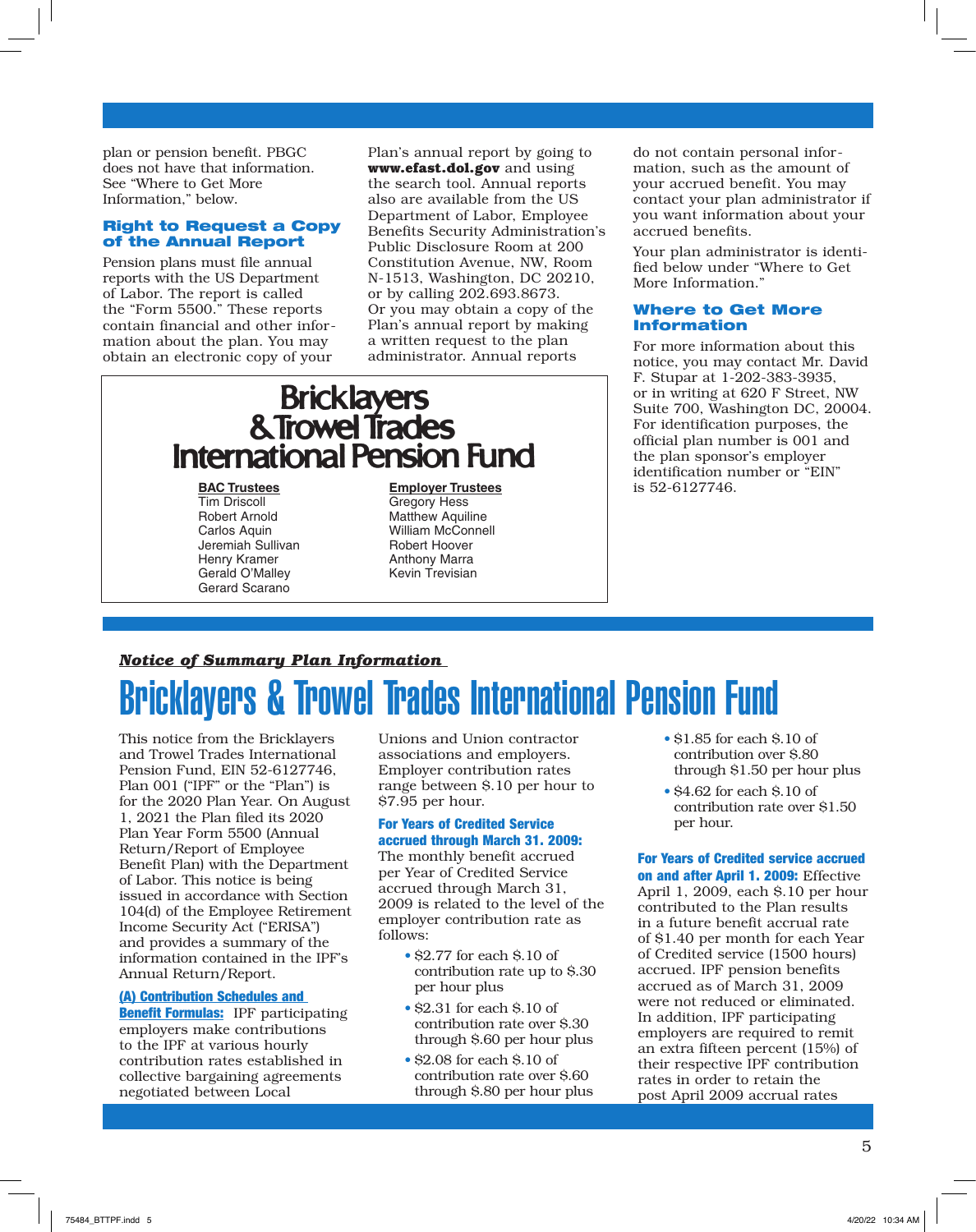plan or pension benefit. PBGC does not have that information. See "Where to Get More Information," below.

### Right to Request a Copy of the Annual Report

Pension plans must file annual reports with the US Department of Labor. The report is called the "Form 5500." These reports contain financial and other information about the plan. You may obtain an electronic copy of your Plan's annual report by going to **www.efast.dol.gov** and using the search tool. Annual reports also are available from the US Department of Labor, Employee Benefits Security Administration's Public Disclosure Room at 200 Constitution Avenue, NW, Room N-1513, Washington, DC 20210, or by calling 202.693.8673. Or you may obtain a copy of the Plan's annual report by making a written request to the plan administrator. Annual reports do not contain personal information, such as the amount of your accrued benefit. You may contact your plan administrator if you want information about your accrued benefits.

Your plan administrator is identified below under "Where to Get More Information."

### Where to Get More Information

For more information about this notice, you may contact Mr. David F. Stupar at 1-202-383-3935, or in writing at 620 F Street, NW Suite 700, Washington DC, 20004. For identification purposes, the official plan number is 001 and the plan sponsor's employer identification number or "EIN" is 52-6127746.

**Bricklayers & Trowel Trades International Pension Fund**

| BAC Trustees | Employer Trustees |
|---|---|
| Tim Driscoll | Gregory Hess |
| Robert Arnold | Matthew Aquiline |
| Carlos Aquin | William McConnell |
| Jeremiah Sullivan | Robert Hoover |
| Henry Kramer | Anthony Marra |
| Gerald O'Malley | Kevin Trevisian |
| Gerard Scarano | |

***Notice of Summary Plan Information***

# Bricklayers & Trowel Trades International Pension Fund

This notice from the Bricklayers and Trowel Trades International Pension Fund, EIN 52-6127746, Plan 001 ("IPF" or the "Plan") is for the 2020 Plan Year. On August 1, 2021 the Plan filed its 2020 Plan Year Form 5500 (Annual Return/Report of Employee Benefit Plan) with the Department of Labor. This notice is being issued in accordance with Section 104(d) of the Employee Retirement Income Security Act ("ERISA") and provides a summary of the information contained in the IPF's Annual Return/Report.

**(A) Contribution Schedules and Benefit Formulas:** IPF participating employers make contributions to the IPF at various hourly contribution rates established in collective bargaining agreements negotiated between Local Unions and Union contractor associations and employers. Employer contribution rates range between \$.10 per hour to \$7.95 per hour.

**For Years of Credited Service accrued through March 31. 2009:** The monthly benefit accrued per Year of Credited Service accrued through March 31, 2009 is related to the level of the employer contribution rate as follows:

- \$2.77 for each \$.10 of contribution rate up to \$.30 per hour plus
- \$2.31 for each \$.10 of contribution rate over \$.30 through \$.60 per hour plus
- \$2.08 for each \$.10 of contribution rate over \$.60 through \$.80 per hour plus
- \$1.85 for each \$.10 of contribution over \$.80 through \$1.50 per hour plus
- \$4.62 for each \$.10 of contribution rate over \$1.50 per hour.

**For Years of Credited service accrued on and after April 1. 2009:** Effective April 1, 2009, each \$.10 per hour contributed to the Plan results in a future benefit accrual rate of \$1.40 per month for each Year of Credited service (1500 hours) accrued. IPF pension benefits accrued as of March 31, 2009 were not reduced or eliminated. In addition, IPF participating employers are required to remit an extra fifteen percent (15%) of their respective IPF contribution rates in order to retain the post April 2009 accrual rates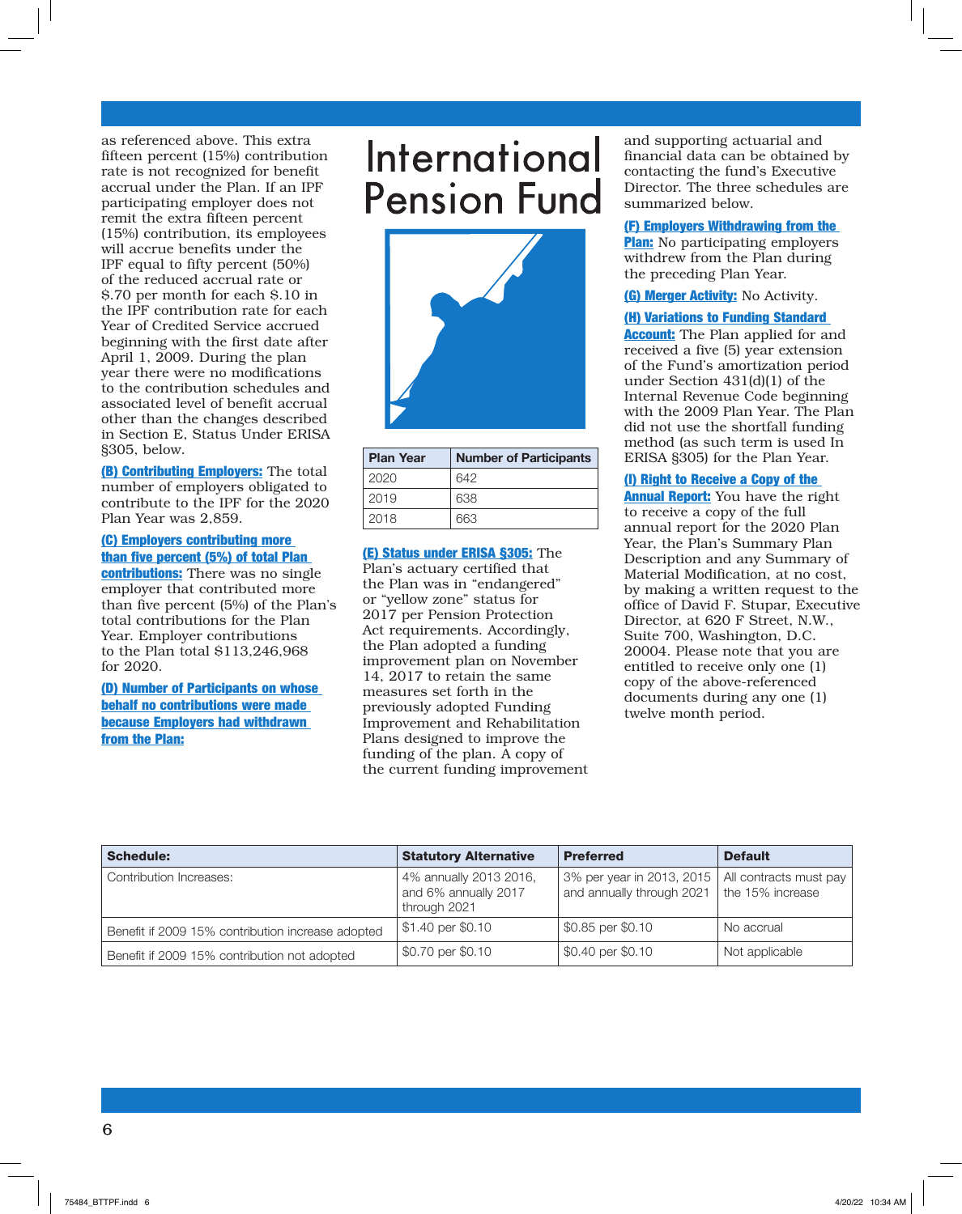as referenced above. This extra fifteen percent (15%) contribution rate is not recognized for benefit accrual under the Plan. If an IPF participating employer does not remit the extra fifteen percent (15%) contribution, its employees will accrue benefits under the IPF equal to fifty percent (50%) of the reduced accrual rate or $.70 per month for each $.10 in the IPF contribution rate for each Year of Credited Service accrued beginning with the first date after April 1, 2009. During the plan year there were no modifications to the contribution schedules and associated level of benefit accrual other than the changes described in Section E, Status Under ERISA §305, below.

**(B) Contributing Employers:** The total number of employers obligated to contribute to the IPF for the 2020 Plan Year was 2,859.

**(C) Employers contributing more than five percent (5%) of total Plan contributions:** There was no single employer that contributed more than five percent (5%) of the Plan's total contributions for the Plan Year. Employer contributions to the Plan total $113,246,968 for 2020.

**(D) Number of Participants on whose behalf no contributions were made because Employers had withdrawn from the Plan:**

# International Pension Fund

| Plan Year | Number of Participants |
|---|---|
| 2020 | 642 |
| 2019 | 638 |
| 2018 | 663 |

**(E) Status under ERISA §305:** The Plan's actuary certified that the Plan was in "endangered" or "yellow zone" status for 2017 per Pension Protection Act requirements. Accordingly, the Plan adopted a funding improvement plan on November 14, 2017 to retain the same measures set forth in the previously adopted Funding Improvement and Rehabilitation Plans designed to improve the funding of the plan. A copy of the current funding improvement and supporting actuarial and financial data can be obtained by contacting the fund's Executive Director. The three schedules are summarized below.

**(F) Employers Withdrawing from the Plan:** No participating employers withdrew from the Plan during the preceding Plan Year.

**(G) Merger Activity:** No Activity.

**(H) Variations to Funding Standard Account:** The Plan applied for and received a five (5) year extension of the Fund's amortization period under Section 431(d)(1) of the Internal Revenue Code beginning with the 2009 Plan Year. The Plan did not use the shortfall funding method (as such term is used In ERISA §305) for the Plan Year.

**(I) Right to Receive a Copy of the Annual Report:** You have the right to receive a copy of the full annual report for the 2020 Plan Year, the Plan's Summary Plan Description and any Summary of Material Modification, at no cost, by making a written request to the office of David F. Stupar, Executive Director, at 620 F Street, N.W., Suite 700, Washington, D.C. 20004. Please note that you are entitled to receive only one (1) copy of the above-referenced documents during any one (1) twelve month period.

| Schedule: | Statutory Alternative | Preferred | Default |
|---|---|---|---|
| Contribution Increases: | 4% annually 2013 2016, and 6% annually 2017 through 2021 | 3% per year in 2013, 2015 and annually through 2021 | All contracts must pay the 15% increase |
| Benefit if 2009 15% contribution increase adopted | $1.40 per $0.10 | $0.85 per $0.10 | No accrual |
| Benefit if 2009 15% contribution not adopted | $0.70 per $0.10 | $0.40 per $0.10 | Not applicable |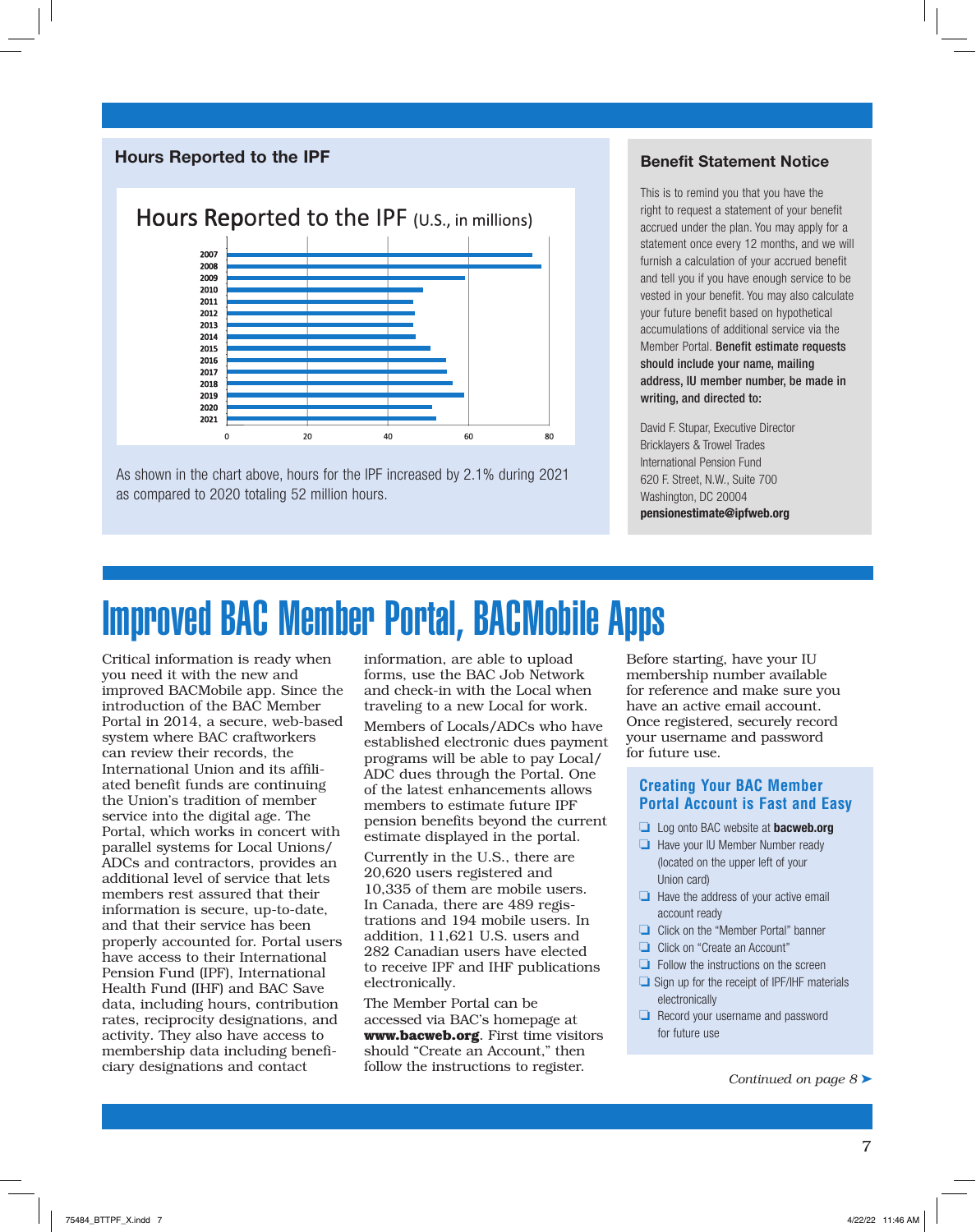## Hours Reported to the IPF

Hours Reported to the IPF (U.S., in millions)

As shown in the chart above, hours for the IPF increased by 2.1% during 2021 as compared to 2020 totaling 52 million hours.

## Benefit Statement Notice

This is to remind you that you have the right to request a statement of your benefit accrued under the plan. You may apply for a statement once every 12 months, and we will furnish a calculation of your accrued benefit and tell you if you have enough service to be vested in your benefit. You may also calculate your future benefit based on hypothetical accumulations of additional service via the Member Portal. **Benefit estimate requests should include your name, mailing address, IU member number, be made in writing, and directed to:**

David F. Stupar, Executive Director
Bricklayers & Trowel Trades
International Pension Fund
620 F. Street, N.W., Suite 700
Washington, DC 20004
**pensionestimate@ipfweb.org**

# Improved BAC Member Portal, BACMobile Apps

Critical information is ready when you need it with the new and improved BACMobile app. Since the introduction of the BAC Member Portal in 2014, a secure, web-based system where BAC craftworkers can review their records, the International Union and its affiliated benefit funds are continuing the Union's tradition of member service into the digital age. The Portal, which works in concert with parallel systems for Local Unions/ADCs and contractors, provides an additional level of service that lets members rest assured that their information is secure, up-to-date, and that their service has been properly accounted for. Portal users have access to their International Pension Fund (IPF), International Health Fund (IHF) and BAC Save data, including hours, contribution rates, reciprocity designations, and activity. They also have access to membership data including beneficiary designations and contact information, are able to upload forms, use the BAC Job Network and check-in with the Local when traveling to a new Local for work.

Members of Locals/ADCs who have established electronic dues payment programs will be able to pay Local/ADC dues through the Portal. One of the latest enhancements allows members to estimate future IPF pension benefits beyond the current estimate displayed in the portal.

Currently in the U.S., there are 20,620 users registered and 10,335 of them are mobile users. In Canada, there are 489 registrations and 194 mobile users. In addition, 11,621 U.S. users and 282 Canadian users have elected to receive IPF and IHF publications electronically.

The Member Portal can be accessed via BAC's homepage at **www.bacweb.org**. First time visitors should "Create an Account," then follow the instructions to register.

Before starting, have your IU membership number available for reference and make sure you have an active email account. Once registered, securely record your username and password for future use.

### Creating Your BAC Member Portal Account is Fast and Easy

- Log onto BAC website at **bacweb.org**
- Have your IU Member Number ready (located on the upper left of your Union card)
- Have the address of your active email account ready
- Click on the "Member Portal" banner
- Click on "Create an Account"
- Follow the instructions on the screen
- Sign up for the receipt of IPF/IHF materials electronically
- Record your username and password for future use

*Continued on page 8* ➤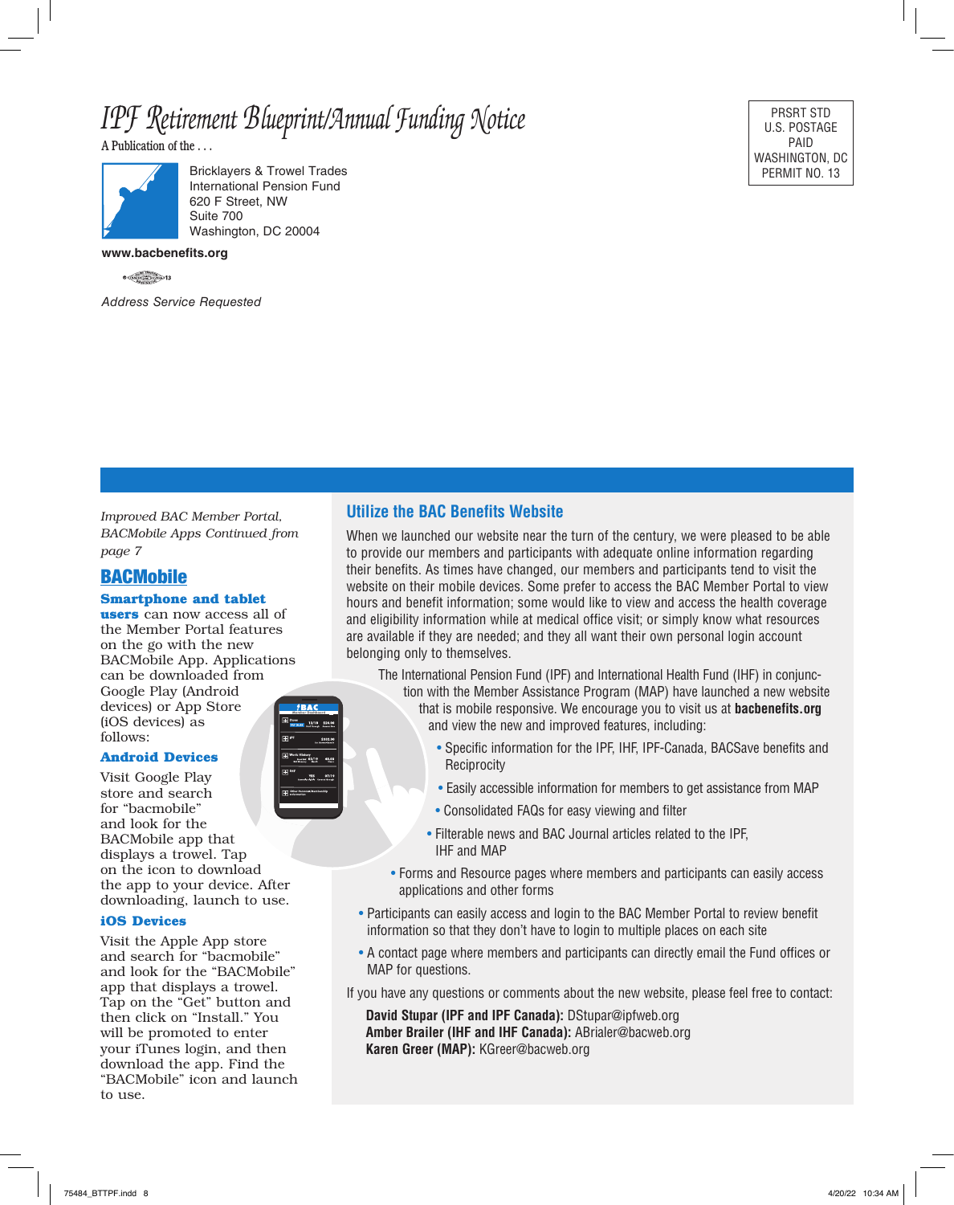# IPF Retirement Blueprint/Annual Funding Notice

A Publication of the . . .

Bricklayers & Trowel Trades
International Pension Fund
620 F Street, NW
Suite 700
Washington, DC 20004

**www.bacbenefits.org**

*Address Service Requested*

PRSRT STD
U.S. POSTAGE
PAID
WASHINGTON, DC
PERMIT NO. 13

*Improved BAC Member Portal, BACMobile Apps Continued from page 7*

## BACMobile

**Smartphone and tablet users** can now access all of the Member Portal features on the go with the new BACMobile App. Applications can be downloaded from Google Play (Android devices) or App Store (iOS devices) as follows:

### Android Devices

Visit Google Play store and search for "bacmobile" and look for the BACMobile app that displays a trowel. Tap on the icon to download the app to your device. After downloading, launch to use.

### iOS Devices

Visit the Apple App store and search for "bacmobile" and look for the "BACMobile" app that displays a trowel. Tap on the "Get" button and then click on "Install." You will be promoted to enter your iTunes login, and then download the app. Find the "BACMobile" icon and launch to use.

## Utilize the BAC Benefits Website

When we launched our website near the turn of the century, we were pleased to be able to provide our members and participants with adequate online information regarding their benefits. As times have changed, our members and participants tend to visit the website on their mobile devices. Some prefer to access the BAC Member Portal to view hours and benefit information; some would like to view and access the health coverage and eligibility information while at medical office visit; or simply know what resources are available if they are needed; and they all want their own personal login account belonging only to themselves.

The International Pension Fund (IPF) and International Health Fund (IHF) in conjunction with the Member Assistance Program (MAP) have launched a new website that is mobile responsive. We encourage you to visit us at **bacbenefits.org** and view the new and improved features, including:

- Specific information for the IPF, IHF, IPF-Canada, BACSave benefits and Reciprocity
- Easily accessible information for members to get assistance from MAP
- Consolidated FAQs for easy viewing and filter
- Filterable news and BAC Journal articles related to the IPF, IHF and MAP
- Forms and Resource pages where members and participants can easily access applications and other forms
- Participants can easily access and login to the BAC Member Portal to review benefit information so that they don't have to login to multiple places on each site
- A contact page where members and participants can directly email the Fund offices or MAP for questions.

If you have any questions or comments about the new website, please feel free to contact:

**David Stupar (IPF and IPF Canada):** DStupar@ipfweb.org
**Amber Brailer (IHF and IHF Canada):** ABrialer@bacweb.org
**Karen Greer (MAP):** KGreer@bacweb.org